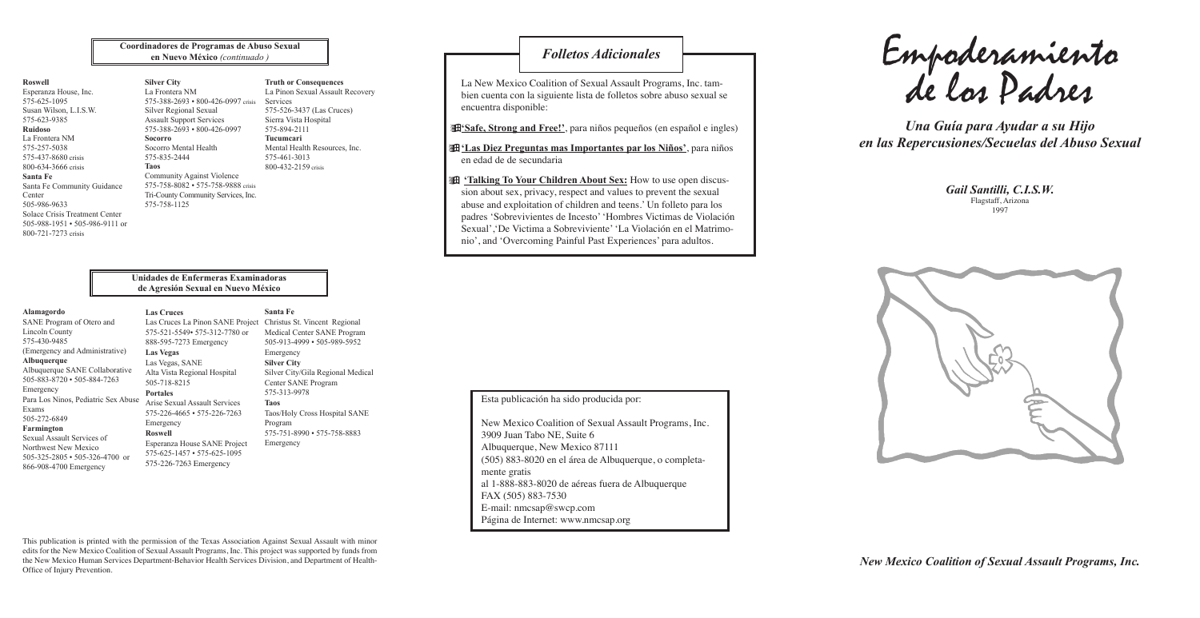## Coordinadores de Programas de Abuso Sexual en Nuevo México *(continuado)*

**Roswell**
Esperanza House, Inc.
575-625-1095
Susan Wilson, L.I.S.W.
575-623-9385

**Ruidoso**
La Frontera NM
575-257-5038
575-437-8680 crisis
800-634-3666 crisis

**Santa Fe**
Santa Fe Community Guidance Center
505-986-9633
Solace Crisis Treatment Center
505-988-1951 • 505-986-9111 or
800-721-7273 crisis

**Silver City**
La Frontera NM
575-388-2693 • 800-426-0997 crisis
Silver Regional Sexual Assault Support Services
575-388-2693 • 800-426-0997

**Socorro**
Socorro Mental Health
575-835-2444

**Taos**
Community Against Violence
575-758-8082 • 575-758-9888 crisis
Tri-County Community Services, Inc.
575-758-1125

**Truth or Consequences**
La Pinon Sexual Assault Recovery Services
575-526-3437 (Las Cruces)
Sierra Vista Hospital
575-894-2111

**Tucumcari**
Mental Health Resources, Inc.
575-461-3013
800-432-2159 crisis

## Unidades de Enfermeras Examinadoras de Agresión Sexual en Nuevo México

**Alamagordo**
SANE Program of Otero and Lincoln County
575-430-9485
(Emergency and Administrative)

**Albuquerque**
Albuquerque SANE Collaborative
505-883-8720 • 505-884-7263
Emergency
Para Los Ninos, Pediatric Sex Abuse Exams
505-272-6849

**Farmington**
Sexual Assault Services of Northwest New Mexico
505-325-2805 • 505-326-4700 or
866-908-4700 Emergency

**Las Cruces**
Las Cruces La Pinon SANE Project
575-521-5549• 575-312-7780 or
888-595-7273 Emergency

**Las Vegas**
Las Vegas, SANE
Alta Vista Regional Hospital
505-718-8215

**Portales**
Arise Sexual Assault Services
575-226-4665 • 575-226-7263
Emergency

**Roswell**
Esperanza House SANE Project
575-625-1457 • 575-625-1095
575-226-7263 Emergency

**Santa Fe**
Christus St. Vincent Regional Medical Center SANE Program
505-913-4999 • 505-989-5952
Emergency

**Silver City**
Silver City/Gila Regional Medical Center SANE Program
575-313-9978

**Taos**
Taos/Holy Cross Hospital SANE Program
575-751-8990 • 575-758-8883
Emergency

This publication is printed with the permission of the Texas Association Against Sexual Assault with minor edits for the New Mexico Coalition of Sexual Assault Programs, Inc. This project was supported by funds from the New Mexico Human Services Department-Behavior Health Services Division, and Department of Health-Office of Injury Prevention.

## *Folletos Adicionales*

La New Mexico Coalition of Sexual Assault Programs, Inc. tambien cuenta con la siguiente lista de folletos sobre abuso sexual se encuentra disponible:

- **'Safe, Strong and Free!'**, para niños pequeños (en español e ingles)
- **'Las Diez Preguntas mas Importantes par los Niños'**, para niños en edad de secundaria
- **'Talking To Your Children About Sex:** How to use open discussion about sex, privacy, respect and values to prevent the sexual abuse and exploitation of children and teens.' Un folleto para los padres 'Sobrevivientes de Incesto' 'Hombres Victimas de Violación Sexual','De Victima a Sobreviviente' 'La Violación en el Matrimonio', and 'Overcoming Painful Past Experiences' para adultos.

Esta publicación ha sido producida por:

New Mexico Coalition of Sexual Assault Programs, Inc.
3909 Juan Tabo NE, Suite 6
Albuquerque, New Mexico 87111
(505) 883-8020 en el área de Albuquerque, o completamente gratis
al 1-888-883-8020 de aéreas fuera de Albuquerque
FAX (505) 883-7530
E-mail: nmcsap@swcp.com
Página de Internet: www.nmcsap.org

# Empoderamiento de los Padres

## *Una Guía para Ayudar a su Hijo en las Repercusiones/Secuelas del Abuso Sexual*

***Gail Santilli, C.I.S.W.***
Flagstaff, Arizona
1997

***New Mexico Coalition of Sexual Assault Programs, Inc.***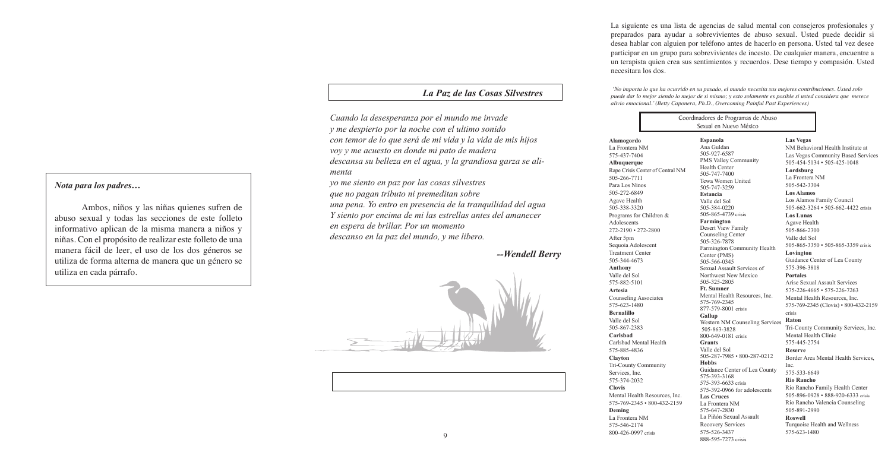### *Nota para los padres…*

Ambos, niños y las niñas quienes sufren de abuso sexual y todas las secciones de este folleto informativo aplican de la misma manera a niños y niñas. Con el propósito de realizar este folleto de una manera fácil de leer, el uso de los dos géneros se utiliza de forma alterna de manera que un género se utiliza en cada párrafo.

## *La Paz de las Cosas Silvestres*

*Cuando la desesperanza por el mundo me invade*
*y me despierto por la noche con el ultimo sonido*
*con temor de lo que será de mi vida y la vida de mis hijos*
*voy y me acuesto en donde mi pato de madera*
*descansa su belleza en el agua, y la grandiosa garza se alimenta*
*yo me siento en paz por las cosas silvestres*
*que no pagan tributo ni premeditan sobre*
*una pena. Yo entro en presencia de la tranquilidad del agua*
*Y siento por encima de mi las estrellas antes del amanecer*
*en espera de brillar. Por un momento*
*descanso en la paz del mundo, y me libero.*

***--Wendell Berry***

La siguiente es una lista de agencias de salud mental con consejeros profesionales y preparados para ayudar a sobrevivientes de abuso sexual. Usted puede decidir si desea hablar con alguien por teléfono antes de hacerlo en persona. Usted tal vez desee participar en un grupo para sobrevivientes de incesto. De cualquier manera, encuentre a un terapista quien crea sus sentimientos y recuerdos. Dese tiempo y compasión. Usted necesitara los dos.

*'No importa lo que ha ocurrido en su pasado, el mundo necesita sus mejores contribuciones. Usted solo puede dar lo mejor siendo lo mejor de si mismo; y esto solamente es posible si usted considera que merece alivio emocional.' (Betty Caponera, Ph.D., Overcoming Painful Past Experiences)*

### Coordinadores de Programas de Abuso Sexual en Nuevo México

**Alamogordo**
La Frontera NM
575-437-7404

**Albuquerque**
Rape Crisis Center of Central NM
505-266-7711
Para Los Ninos
505-272-6849
Agave Health
505-338-3320
Programs for Children & Adolescents
272-2190 • 272-2800
After 5pm
Sequoia Adolescent Treatment Center
505-344-4673

**Anthony**
Valle del Sol
575-882-5101

**Artesia**
Counseling Associates
575-623-1480

**Bernalillo**
Valle del Sol
505-867-2383

**Carlsbad**
Carlsbad Mental Health
575-885-4836

**Clayton**
Tri-County Community Services, Inc.
575-374-2032

**Clovis**
Mental Health Resources, Inc.
575-769-2345 • 800-432-2159

**Deming**
La Frontera NM
575-546-2174
800-426-0997 crisis

**Espanola**
Ana Guldan
505-927-6587
PMS Valley Community Health Center
505-747-7400
Tewa Women United
505-747-3259

**Estancia**
Valle del Sol
505-384-0220
505-865-4739 crisis

**Farmington**
Desert View Family Counseling Center
505-326-7878
Farmington Community Health Center (PMS)
505-566-0345
Sexual Assault Services of Northwest New Mexico
505-325-2805

**Ft. Sumner**
Mental Health Resources, Inc.
575-769-2345
877-579-8001 crisis

**Gallup**
Western NM Counseling Services
505-863-3828
800-649-0181 crisis

**Grants**
Valle del Sol
505-287-7985 • 800-287-0212

**Hobbs**
Guidance Center of Lea County
575-393-3168
575-393-6633 crisis
575-392-0966 for adolescents

**Las Cruces**
La Frontera NM
575-647-2830
La Piñón Sexual Assault Recovery Services
575-526-3437
888-595-7273 crisis

**Las Vegas**
NM Behavioral Health Institute at Las Vegas Community Based Services
505-454-5134 • 505-425-1048

**Lordsburg**
La Frontera NM
505-542-3304

**Los Alamos**
Los Alamos Family Council
505-662-3264 • 505-662-4422 crisis

**Los Lunas**
Agave Health
505-866-2300
Valle del Sol
505-865-3350 • 505-865-3359 crisis

**Lovington**
Guidance Center of Lea County
575-396-3818

**Portales**
Arise Sexual Assault Services
575-226-4665 • 575-226-7263
Mental Health Resources, Inc.
575-769-2345 (Clovis) • 800-432-2159 crisis

**Raton**
Tri-County Community Services, Inc.
Mental Health Clinic
575-445-2754

**Reserve**
Border Area Mental Health Services, Inc.
575-533-6649

**Rio Rancho**
Rio Rancho Family Health Center
505-896-0928 • 888-920-6333 crisis
Rio Rancho Valencia Counseling
505-891-2990

**Roswell**
Turquoise Health and Wellness
575-623-1480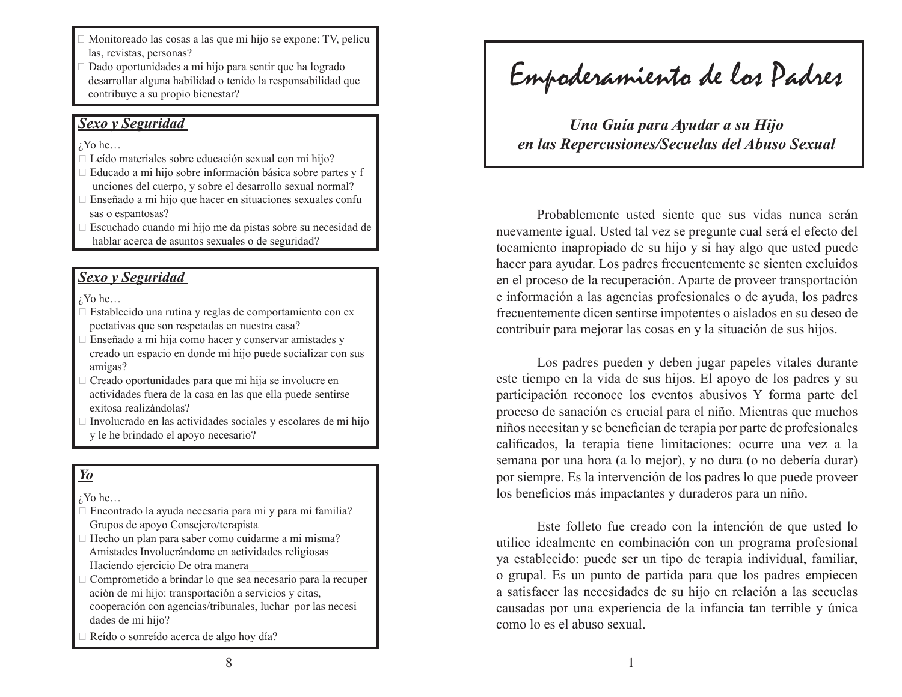- ☐ Monitoreado las cosas a las que mi hijo se expone: TV, películas, revistas, personas?
- ☐ Dado oportunidades a mi hijo para sentir que ha logrado desarrollar alguna habilidad o tenido la responsabilidad que contribuye a su propio bienestar?

### ***Sexo y Seguridad***

¿Yo he…

- ☐ Leído materiales sobre educación sexual con mi hijo?
- ☐ Educado a mi hijo sobre información básica sobre partes y funciones del cuerpo, y sobre el desarrollo sexual normal?
- ☐ Enseñado a mi hijo que hacer en situaciones sexuales confusas o espantosas?
- ☐ Escuchado cuando mi hijo me da pistas sobre su necesidad de hablar acerca de asuntos sexuales o de seguridad?

### ***Sexo y Seguridad***

¿Yo he…

- ☐ Establecido una rutina y reglas de comportamiento con expectativas que son respetadas en nuestra casa?
- ☐ Enseñado a mi hija como hacer y conservar amistades y creado un espacio en donde mi hijo puede socializar con sus amigas?
- ☐ Creado oportunidades para que mi hija se involucre en actividades fuera de la casa en las que ella puede sentirse exitosa realizándolas?
- ☐ Involucrado en las actividades sociales y escolares de mi hijo y le he brindado el apoyo necesario?

### ***Yo***

¿Yo he…

- ☐ Encontrado la ayuda necesaria para mi y para mi familia? Grupos de apoyo Consejero/terapista
- ☐ Hecho un plan para saber como cuidarme a mi misma? Amistades Involucrándome en actividades religiosas Haciendo ejercicio De otra manera_____________________
- ☐ Comprometido a brindar lo que sea necesario para la recuperación de mi hijo: transportación a servicios y citas, cooperación con agencias/tribunales, luchar por las necesidades de mi hijo?
- ☐ Reído o sonreído acerca de algo hoy día?

# Empoderamiento de los Padres

## *Una Guía para Ayudar a su Hijo en las Repercusiones/Secuelas del Abuso Sexual*

Probablemente usted siente que sus vidas nunca serán nuevamente igual. Usted tal vez se pregunte cual será el efecto del tocamiento inapropiado de su hijo y si hay algo que usted puede hacer para ayudar. Los padres frecuentemente se sienten excluidos en el proceso de la recuperación. Aparte de proveer transportación e información a las agencias profesionales o de ayuda, los padres frecuentemente dicen sentirse impotentes o aislados en su deseo de contribuir para mejorar las cosas en y la situación de sus hijos.

Los padres pueden y deben jugar papeles vitales durante este tiempo en la vida de sus hijos. El apoyo de los padres y su participación reconoce los eventos abusivos Y forma parte del proceso de sanación es crucial para el niño. Mientras que muchos niños necesitan y se benefician de terapia por parte de profesionales calificados, la terapia tiene limitaciones: ocurre una vez a la semana por una hora (a lo mejor), y no dura (o no debería durar) por siempre. Es la intervención de los padres lo que puede proveer los beneficios más impactantes y duraderos para un niño.

Este folleto fue creado con la intención de que usted lo utilice idealmente en combinación con un programa profesional ya establecido: puede ser un tipo de terapia individual, familiar, o grupal. Es un punto de partida para que los padres empiecen a satisfacer las necesidades de su hijo en relación a las secuelas causadas por una experiencia de la infancia tan terrible y única como lo es el abuso sexual.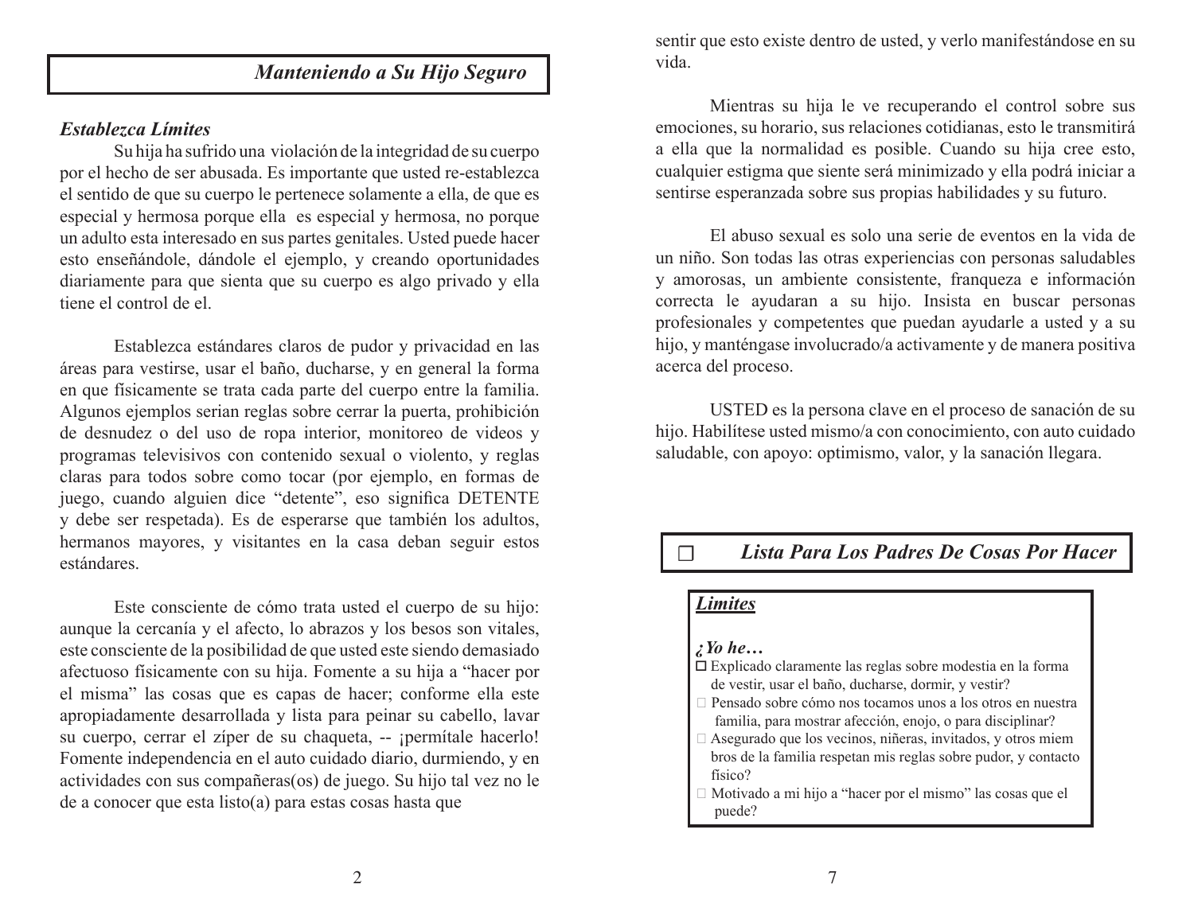## *Manteniendo a Su Hijo Seguro*

### *Establezca Límites*

Su hija ha sufrido una violación de la integridad de su cuerpo por el hecho de ser abusada. Es importante que usted re-establezca el sentido de que su cuerpo le pertenece solamente a ella, de que es especial y hermosa porque ella es especial y hermosa, no porque un adulto esta interesado en sus partes genitales. Usted puede hacer esto enseñándole, dándole el ejemplo, y creando oportunidades diariamente para que sienta que su cuerpo es algo privado y ella tiene el control de el.

Establezca estándares claros de pudor y privacidad en las áreas para vestirse, usar el baño, ducharse, y en general la forma en que físicamente se trata cada parte del cuerpo entre la familia. Algunos ejemplos serian reglas sobre cerrar la puerta, prohibición de desnudez o del uso de ropa interior, monitoreo de videos y programas televisivos con contenido sexual o violento, y reglas claras para todos sobre como tocar (por ejemplo, en formas de juego, cuando alguien dice "detente", eso significa DETENTE y debe ser respetada). Es de esperarse que también los adultos, hermanos mayores, y visitantes en la casa deban seguir estos estándares.

Este consciente de cómo trata usted el cuerpo de su hijo: aunque la cercanía y el afecto, lo abrazos y los besos son vitales, este consciente de la posibilidad de que usted este siendo demasiado afectuoso físicamente con su hija. Fomente a su hija a "hacer por el misma" las cosas que es capas de hacer; conforme ella este apropiadamente desarrollada y lista para peinar su cabello, lavar su cuerpo, cerrar el zíper de su chaqueta, -- ¡permítale hacerlo! Fomente independencia en el auto cuidado diario, durmiendo, y en actividades con sus compañeras(os) de juego. Su hijo tal vez no le de a conocer que esta listo(a) para estas cosas hasta que sentir que esto existe dentro de usted, y verlo manifestándose en su vida.

Mientras su hija le ve recuperando el control sobre sus emociones, su horario, sus relaciones cotidianas, esto le transmitirá a ella que la normalidad es posible. Cuando su hija cree esto, cualquier estigma que siente será minimizado y ella podrá iniciar a sentirse esperanzada sobre sus propias habilidades y su futuro.

El abuso sexual es solo una serie de eventos en la vida de un niño. Son todas las otras experiencias con personas saludables y amorosas, un ambiente consistente, franqueza e información correcta le ayudaran a su hijo. Insista en buscar personas profesionales y competentes que puedan ayudarle a usted y a su hijo, y manténgase involucrado/a activamente y de manera positiva acerca del proceso.

USTED es la persona clave en el proceso de sanación de su hijo. Habilítese usted mismo/a con conocimiento, con auto cuidado saludable, con apoyo: optimismo, valor, y la sanación llegara.

## ☐ *Lista Para Los Padres De Cosas Por Hacer*

### ***Limites***

***¿Yo he…***

- ☐ Explicado claramente las reglas sobre modestia en la forma de vestir, usar el baño, ducharse, dormir, y vestir?
- ☐ Pensado sobre cómo nos tocamos unos a los otros en nuestra familia, para mostrar afección, enojo, o para disciplinar?
- ☐ Asegurado que los vecinos, niñeras, invitados, y otros miembros de la familia respetan mis reglas sobre pudor, y contacto físico?
- ☐ Motivado a mi hijo a "hacer por el mismo" las cosas que el puede?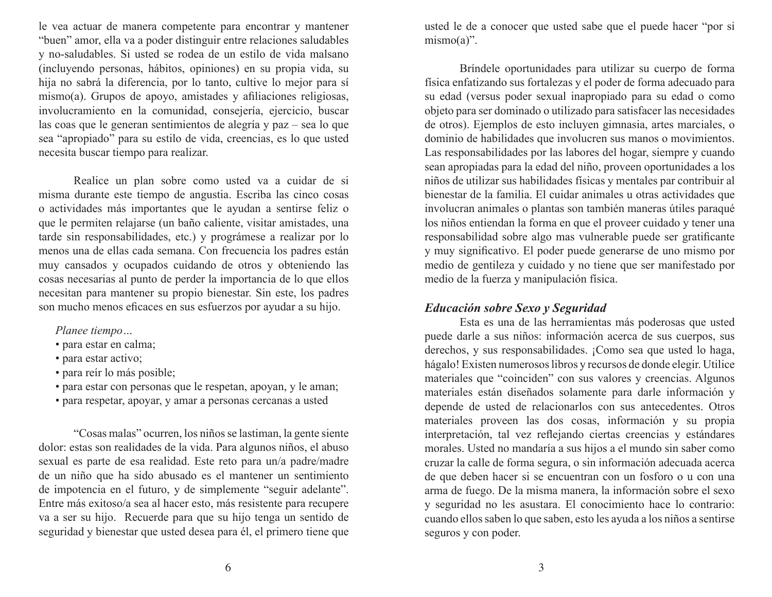le vea actuar de manera competente para encontrar y mantener "buen" amor, ella va a poder distinguir entre relaciones saludables y no-saludables. Si usted se rodea de un estilo de vida malsano (incluyendo personas, hábitos, opiniones) en su propia vida, su hija no sabrá la diferencia, por lo tanto, cultive lo mejor para sí mismo(a). Grupos de apoyo, amistades y afiliaciones religiosas, involucramiento en la comunidad, consejería, ejercicio, buscar las coas que le generan sentimientos de alegría y paz – sea lo que sea "apropiado" para su estilo de vida, creencias, es lo que usted necesita buscar tiempo para realizar.

Realice un plan sobre como usted va a cuidar de si misma durante este tiempo de angustia. Escriba las cinco cosas o actividades más importantes que le ayudan a sentirse feliz o que le permiten relajarse (un baño caliente, visitar amistades, una tarde sin responsabilidades, etc.) y prográmese a realizar por lo menos una de ellas cada semana. Con frecuencia los padres están muy cansados y ocupados cuidando de otros y obteniendo las cosas necesarias al punto de perder la importancia de lo que ellos necesitan para mantener su propio bienestar. Sin este, los padres son mucho menos eficaces en sus esfuerzos por ayudar a su hijo.

*Planee tiempo…*

- para estar en calma;
- para estar activo;
- para reír lo más posible;
- para estar con personas que le respetan, apoyan, y le aman;
- para respetar, apoyar, y amar a personas cercanas a usted

"Cosas malas" ocurren, los niños se lastiman, la gente siente dolor: estas son realidades de la vida. Para algunos niños, el abuso sexual es parte de esa realidad. Este reto para un/a padre/madre de un niño que ha sido abusado es el mantener un sentimiento de impotencia en el futuro, y de simplemente "seguir adelante". Entre más exitoso/a sea al hacer esto, más resistente para recupere va a ser su hijo. Recuerde para que su hijo tenga un sentido de seguridad y bienestar que usted desea para él, el primero tiene que

usted le de a conocer que usted sabe que el puede hacer "por si mismo(a)".

Bríndele oportunidades para utilizar su cuerpo de forma física enfatizando sus fortalezas y el poder de forma adecuado para su edad (versus poder sexual inapropiado para su edad o como objeto para ser dominado o utilizado para satisfacer las necesidades de otros). Ejemplos de esto incluyen gimnasia, artes marciales, o dominio de habilidades que involucren sus manos o movimientos. Las responsabilidades por las labores del hogar, siempre y cuando sean apropiadas para la edad del niño, proveen oportunidades a los niños de utilizar sus habilidades físicas y mentales par contribuir al bienestar de la familia. El cuidar animales u otras actividades que involucran animales o plantas son también maneras útiles paraqué los niños entiendan la forma en que el proveer cuidado y tener una responsabilidad sobre algo mas vulnerable puede ser gratificante y muy significativo. El poder puede generarse de uno mismo por medio de gentileza y cuidado y no tiene que ser manifestado por medio de la fuerza y manipulación física.

### *Educación sobre Sexo y Seguridad*

Esta es una de las herramientas más poderosas que usted puede darle a sus niños: información acerca de sus cuerpos, sus derechos, y sus responsabilidades. ¡Como sea que usted lo haga, hágalo! Existen numerosos libros y recursos de donde elegir. Utilice materiales que "coinciden" con sus valores y creencias. Algunos materiales están diseñados solamente para darle información y depende de usted de relacionarlos con sus antecedentes. Otros materiales proveen las dos cosas, información y su propia interpretación, tal vez reflejando ciertas creencias y estándares morales. Usted no mandaría a sus hijos a el mundo sin saber como cruzar la calle de forma segura, o sin información adecuada acerca de que deben hacer si se encuentran con un fosforo o u con una arma de fuego. De la misma manera, la información sobre el sexo y seguridad no les asustara. El conocimiento hace lo contrario: cuando ellos saben lo que saben, esto les ayuda a los niños a sentirse seguros y con poder.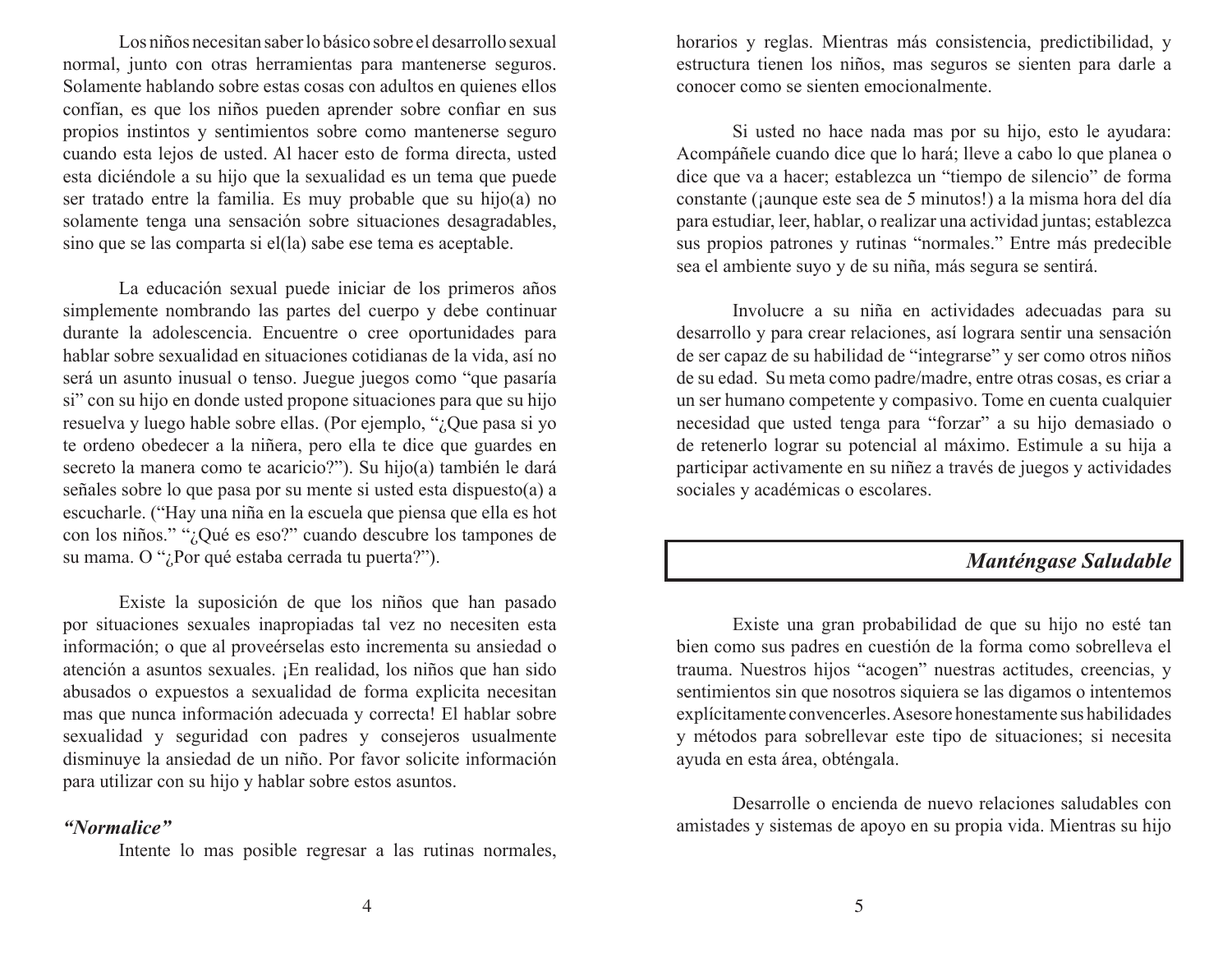Los niños necesitan saber lo básico sobre el desarrollo sexual normal, junto con otras herramientas para mantenerse seguros. Solamente hablando sobre estas cosas con adultos en quienes ellos confían, es que los niños pueden aprender sobre confiar en sus propios instintos y sentimientos sobre como mantenerse seguro cuando esta lejos de usted. Al hacer esto de forma directa, usted esta diciéndole a su hijo que la sexualidad es un tema que puede ser tratado entre la familia. Es muy probable que su hijo(a) no solamente tenga una sensación sobre situaciones desagradables, sino que se las comparta si el(la) sabe ese tema es aceptable.

La educación sexual puede iniciar de los primeros años simplemente nombrando las partes del cuerpo y debe continuar durante la adolescencia. Encuentre o cree oportunidades para hablar sobre sexualidad en situaciones cotidianas de la vida, así no será un asunto inusual o tenso. Juegue juegos como "que pasaría si" con su hijo en donde usted propone situaciones para que su hijo resuelva y luego hable sobre ellas. (Por ejemplo, "¿Que pasa si yo te ordeno obedecer a la niñera, pero ella te dice que guardes en secreto la manera como te acaricio?"). Su hijo(a) también le dará señales sobre lo que pasa por su mente si usted esta dispuesto(a) a escucharle. ("Hay una niña en la escuela que piensa que ella es hot con los niños." "¿Qué es eso?" cuando descubre los tampones de su mama. O "¿Por qué estaba cerrada tu puerta?").

Existe la suposición de que los niños que han pasado por situaciones sexuales inapropiadas tal vez no necesiten esta información; o que al proveérselas esto incrementa su ansiedad o atención a asuntos sexuales. ¡En realidad, los niños que han sido abusados o expuestos a sexualidad de forma explicita necesitan mas que nunca información adecuada y correcta! El hablar sobre sexualidad y seguridad con padres y consejeros usualmente disminuye la ansiedad de un niño. Por favor solicite información para utilizar con su hijo y hablar sobre estos asuntos.

### *"Normalice"*

Intente lo mas posible regresar a las rutinas normales, horarios y reglas. Mientras más consistencia, predictibilidad, y estructura tienen los niños, mas seguros se sienten para darle a conocer como se sienten emocionalmente.

Si usted no hace nada mas por su hijo, esto le ayudara: Acompáñele cuando dice que lo hará; lleve a cabo lo que planea o dice que va a hacer; establezca un "tiempo de silencio" de forma constante (¡aunque este sea de 5 minutos!) a la misma hora del día para estudiar, leer, hablar, o realizar una actividad juntas; establezca sus propios patrones y rutinas "normales." Entre más predecible sea el ambiente suyo y de su niña, más segura se sentirá.

Involucre a su niña en actividades adecuadas para su desarrollo y para crear relaciones, así lograra sentir una sensación de ser capaz de su habilidad de "integrarse" y ser como otros niños de su edad. Su meta como padre/madre, entre otras cosas, es criar a un ser humano competente y compasivo. Tome en cuenta cualquier necesidad que usted tenga para "forzar" a su hijo demasiado o de retenerlo lograr su potencial al máximo. Estimule a su hija a participar activamente en su niñez a través de juegos y actividades sociales y académicas o escolares.

## *Manténgase Saludable*

Existe una gran probabilidad de que su hijo no esté tan bien como sus padres en cuestión de la forma como sobrelleva el trauma. Nuestros hijos "acogen" nuestras actitudes, creencias, y sentimientos sin que nosotros siquiera se las digamos o intentemos explícitamente convencerles. Asesore honestamente sus habilidades y métodos para sobrellevar este tipo de situaciones; si necesita ayuda en esta área, obténgala.

Desarrolle o encienda de nuevo relaciones saludables con amistades y sistemas de apoyo en su propia vida. Mientras su hijo